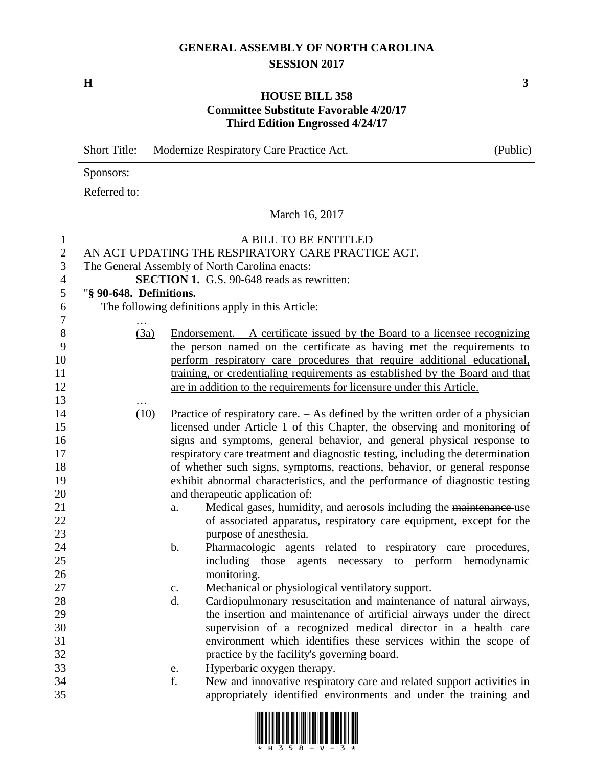# GENERAL ASSEMBLY OF NORTH CAROLINA
## SESSION 2017

**H** **3**

### HOUSE BILL 358
**Committee Substitute Favorable 4/20/17**
**Third Edition Engrossed 4/24/17**

Short Title: Modernize Respiratory Care Practice Act. (Public)

Sponsors:

Referred to:

March 16, 2017

A BILL TO BE ENTITLED

AN ACT UPDATING THE RESPIRATORY CARE PRACTICE ACT.

The General Assembly of North Carolina enacts:

**SECTION 1.** G.S. 90-648 reads as rewritten:

"**§ 90-648. Definitions.**

The following definitions apply in this Article:

…

(3a) Endorsement. – A certificate issued by the Board to a licensee recognizing the person named on the certificate as having met the requirements to perform respiratory care procedures that require additional educational, training, or credentialing requirements as established by the Board and that are in addition to the requirements for licensure under this Article.

…

(10) Practice of respiratory care. – As defined by the written order of a physician licensed under Article 1 of this Chapter, the observing and monitoring of signs and symptoms, general behavior, and general physical response to respiratory care treatment and diagnostic testing, including the determination of whether such signs, symptoms, reactions, behavior, or general response exhibit abnormal characteristics, and the performance of diagnostic testing and therapeutic application of:

a. Medical gases, humidity, and aerosols including the ~~maintenance~~ use of associated ~~apparatus,~~ respiratory care equipment, except for the purpose of anesthesia.

b. Pharmacologic agents related to respiratory care procedures, including those agents necessary to perform hemodynamic monitoring.

c. Mechanical or physiological ventilatory support.

d. Cardiopulmonary resuscitation and maintenance of natural airways, the insertion and maintenance of artificial airways under the direct supervision of a recognized medical director in a health care environment which identifies these services within the scope of practice by the facility's governing board.

e. Hyperbaric oxygen therapy.

f. New and innovative respiratory care and related support activities in appropriately identified environments and under the training and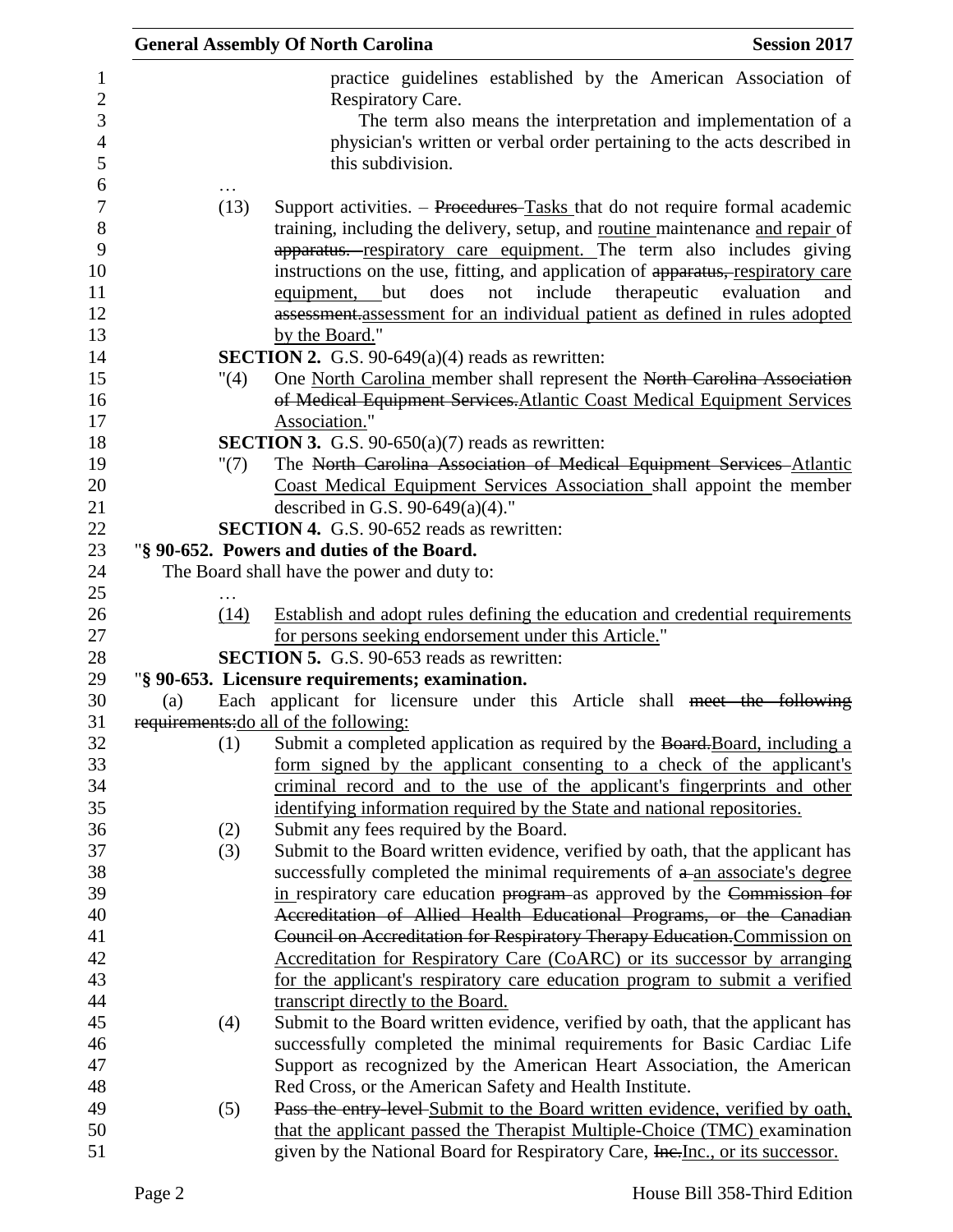practice guidelines established by the American Association of Respiratory Care.

The term also means the interpretation and implementation of a physician's written or verbal order pertaining to the acts described in this subdivision.

…

(13) Support activities. – ~~Procedures~~ Tasks that do not require formal academic training, including the delivery, setup, and routine maintenance and repair of ~~apparatus.~~ respiratory care equipment. The term also includes giving instructions on the use, fitting, and application of ~~apparatus,~~ respiratory care equipment, but does not include therapeutic evaluation and ~~assessment.~~assessment for an individual patient as defined in rules adopted by the Board."

**SECTION 2.** G.S. 90-649(a)(4) reads as rewritten:

"(4) One North Carolina member shall represent the ~~North Carolina Association of Medical Equipment Services.~~Atlantic Coast Medical Equipment Services Association."

**SECTION 3.** G.S. 90-650(a)(7) reads as rewritten:

"(7) The ~~North Carolina Association of Medical Equipment Services~~ Atlantic Coast Medical Equipment Services Association shall appoint the member described in G.S. 90-649(a)(4)."

**SECTION 4.** G.S. 90-652 reads as rewritten:

"**§ 90-652. Powers and duties of the Board.**

The Board shall have the power and duty to:

…

(14) Establish and adopt rules defining the education and credential requirements for persons seeking endorsement under this Article."

**SECTION 5.** G.S. 90-653 reads as rewritten:

"**§ 90-653. Licensure requirements; examination.**

(a) Each applicant for licensure under this Article shall ~~meet the following requirements:~~do all of the following:

(1) Submit a completed application as required by the ~~Board.~~Board, including a form signed by the applicant consenting to a check of the applicant's criminal record and to the use of the applicant's fingerprints and other identifying information required by the State and national repositories.

(2) Submit any fees required by the Board.

(3) Submit to the Board written evidence, verified by oath, that the applicant has successfully completed the minimal requirements of ~~a~~ an associate's degree in respiratory care education ~~program~~ as approved by the ~~Commission for Accreditation of Allied Health Educational Programs, or the Canadian Council on Accreditation for Respiratory Therapy Education.~~Commission on Accreditation for Respiratory Care (CoARC) or its successor by arranging for the applicant's respiratory care education program to submit a verified transcript directly to the Board.

(4) Submit to the Board written evidence, verified by oath, that the applicant has successfully completed the minimal requirements for Basic Cardiac Life Support as recognized by the American Heart Association, the American Red Cross, or the American Safety and Health Institute.

(5) ~~Pass the entry-level~~ Submit to the Board written evidence, verified by oath, that the applicant passed the Therapist Multiple-Choice (TMC) examination given by the National Board for Respiratory Care, ~~Inc.~~Inc., or its successor.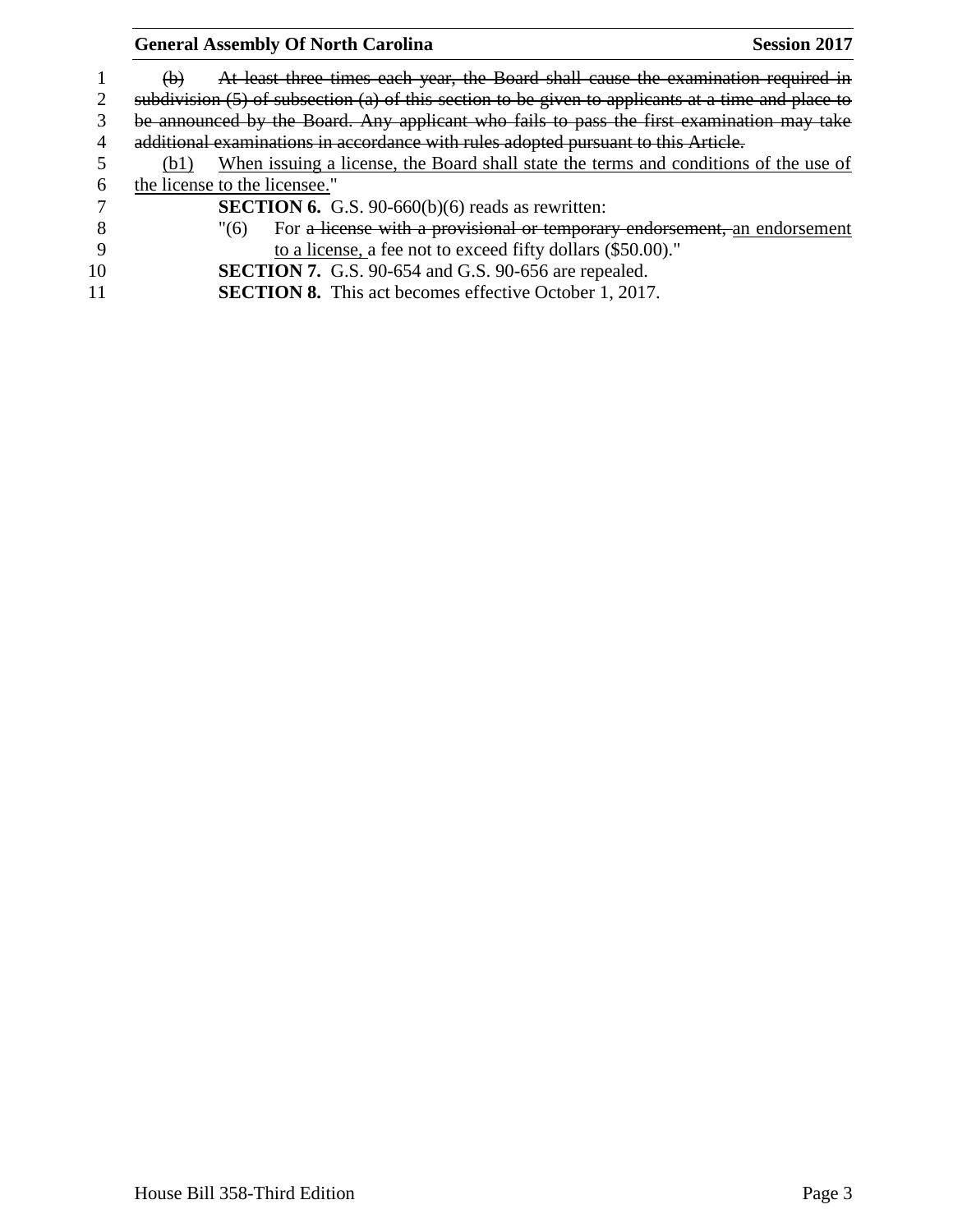~~(b) At least three times each year, the Board shall cause the examination required in subdivision (5) of subsection (a) of this section to be given to applicants at a time and place to be announced by the Board. Any applicant who fails to pass the first examination may take additional examinations in accordance with rules adopted pursuant to this Article.~~

<u>(b1) When issuing a license, the Board shall state the terms and conditions of the use of the license to the licensee.</u>"

**SECTION 6.** G.S. 90-660(b)(6) reads as rewritten:

"(6) For ~~a license with a provisional or temporary endorsement,~~ <u>an endorsement to a license,</u> a fee not to exceed fifty dollars ($50.00)."

**SECTION 7.** G.S. 90-654 and G.S. 90-656 are repealed.

**SECTION 8.** This act becomes effective October 1, 2017.